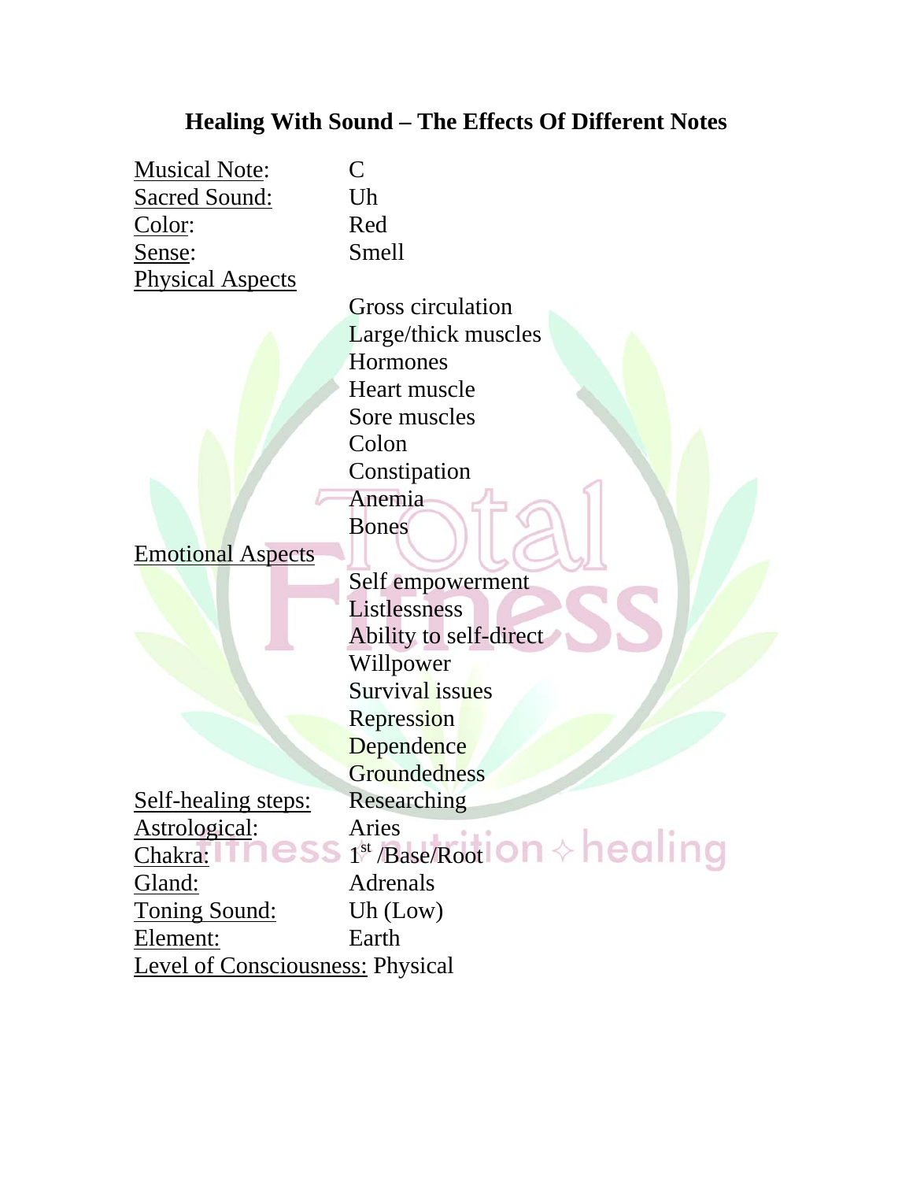# Healing With Sound – The Effects Of Different Notes

Musical Note: C
Sacred Sound: Uh
Color: Red
Sense: Smell

Physical Aspects
- Gross circulation
- Large/thick muscles
- Hormones
- Heart muscle
- Sore muscles
- Colon
- Constipation
- Anemia
- Bones

Emotional Aspects
- Self empowerment
- Listlessness
- Ability to self-direct
- Willpower
- Survival issues
- Repression
- Dependence
- Groundedness

Self-healing steps: Researching
Astrological: Aries
Chakra: 1st /Base/Root
Gland: Adrenals
Toning Sound: Uh (Low)
Element: Earth
Level of Consciousness: Physical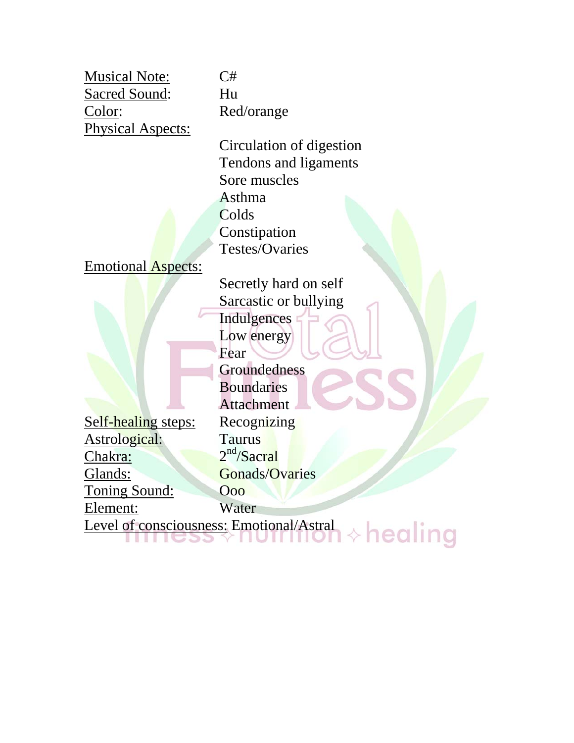| | |
|---|---|
| <u>Musical Note:</u> | C# |
| <u>Sacred Sound</u>: | Hu |
| <u>Color</u>: | Red/orange |
| <u>Physical Aspects:</u> | |
| | Circulation of digestion |
| | Tendons and ligaments |
| | Sore muscles |
| | Asthma |
| | Colds |
| | Constipation |
| | Testes/Ovaries |
| <u>Emotional Aspects:</u> | |
| | Secretly hard on self |
| | Sarcastic or bullying |
| | Indulgences |
| | Low energy |
| | Fear |
| | Groundedness |
| | Boundaries |
| | Attachment |
| <u>Self-healing steps:</u> | Recognizing |
| <u>Astrological:</u> | Taurus |
| <u>Chakra:</u> | 2nd/Sacral |
| <u>Glands:</u> | Gonads/Ovaries |
| <u>Toning Sound:</u> | Ooo |
| <u>Element:</u> | Water |
| <u>Level of consciousness:</u> | Emotional/Astral |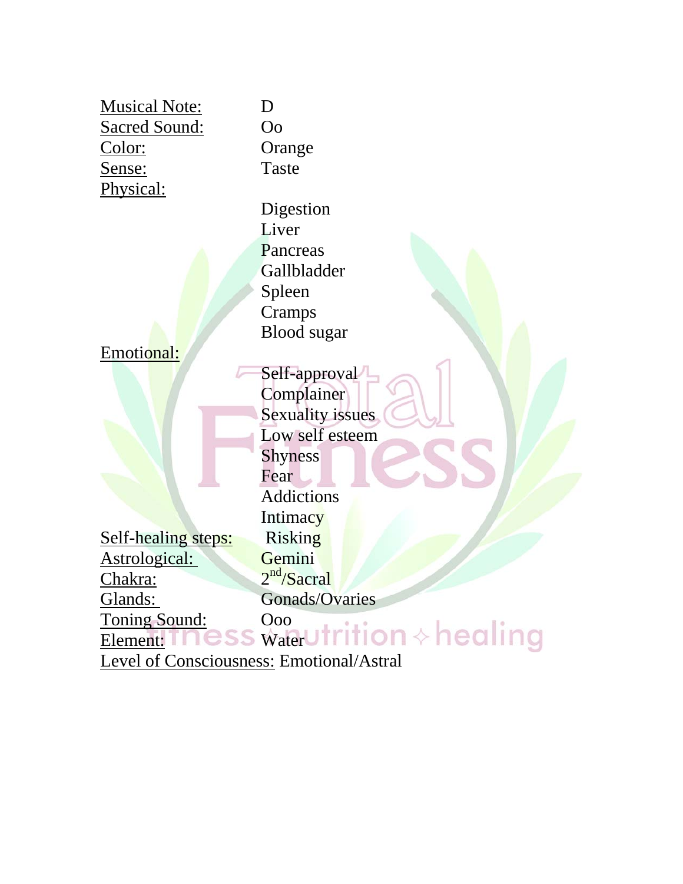| | |
|---|---|
| Musical Note: | D |
| Sacred Sound: | Oo |
| Color: | Orange |
| Sense: | Taste |
| Physical: | Digestion<br>Liver<br>Pancreas<br>Gallbladder<br>Spleen<br>Cramps<br>Blood sugar |
| Emotional: | Self-approval<br>Complainer<br>Sexuality issues<br>Low self esteem<br>Shyness<br>Fear<br>Addictions<br>Intimacy |
| Self-healing steps: | Risking |
| Astrological: | Gemini |
| Chakra: | $2^{nd}$/Sacral |
| Glands: | Gonads/Ovaries |
| Toning Sound: | Ooo |
| Element: | Water |
| Level of Consciousness: | Emotional/Astral |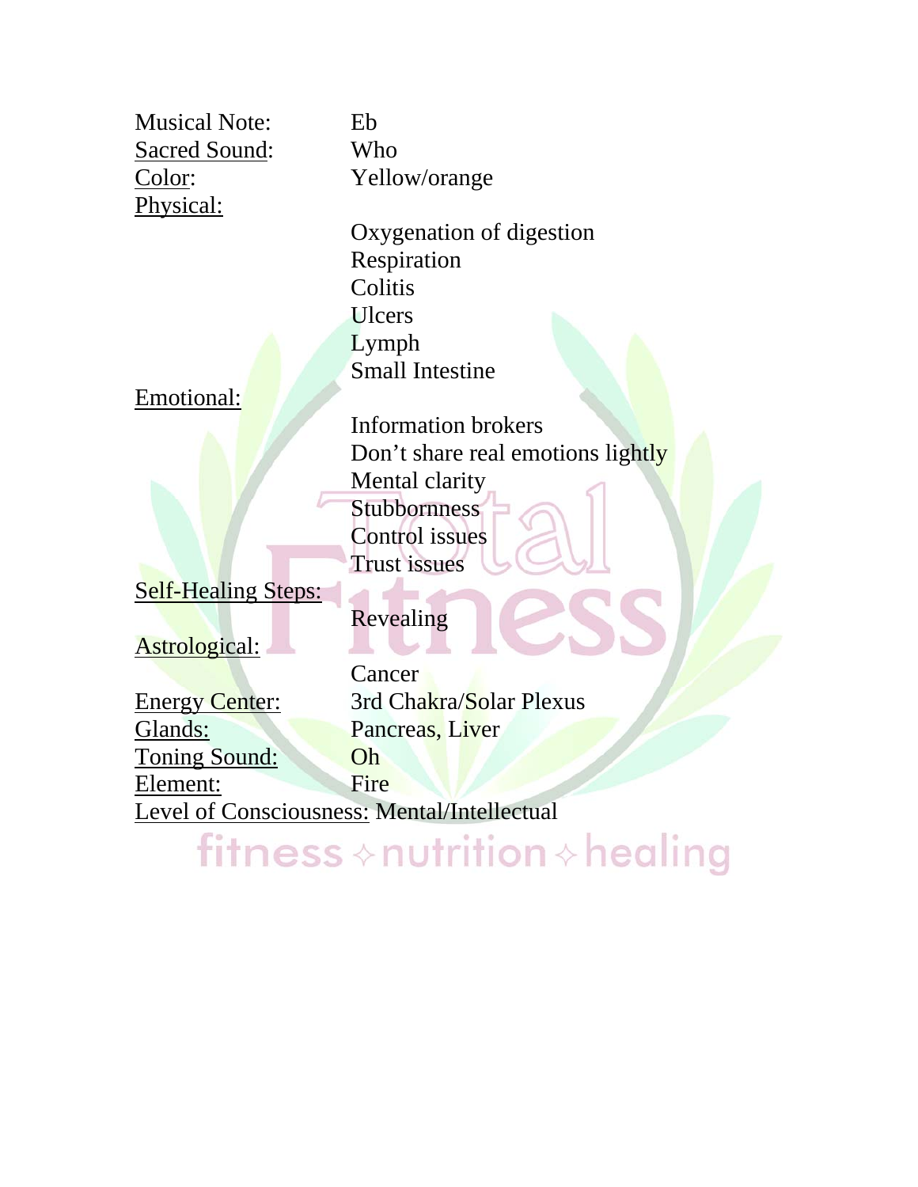Musical Note: Eb

<u>Sacred Sound</u>: Who

<u>Color</u>: Yellow/orange

<u>Physical:</u>

- Oxygenation of digestion
- Respiration
- Colitis
- Ulcers
- Lymph
- Small Intestine

<u>Emotional:</u>

- Information brokers
- Don't share real emotions lightly
- Mental clarity
- Stubbornness
- Control issues
- Trust issues

<u>Self-Healing Steps:</u>

- Revealing

<u>Astrological:</u>

- Cancer

<u>Energy Center:</u> 3rd Chakra/Solar Plexus

<u>Glands:</u> Pancreas, Liver

<u>Toning Sound:</u> Oh

<u>Element:</u> Fire

<u>Level of Consciousness:</u> Mental/Intellectual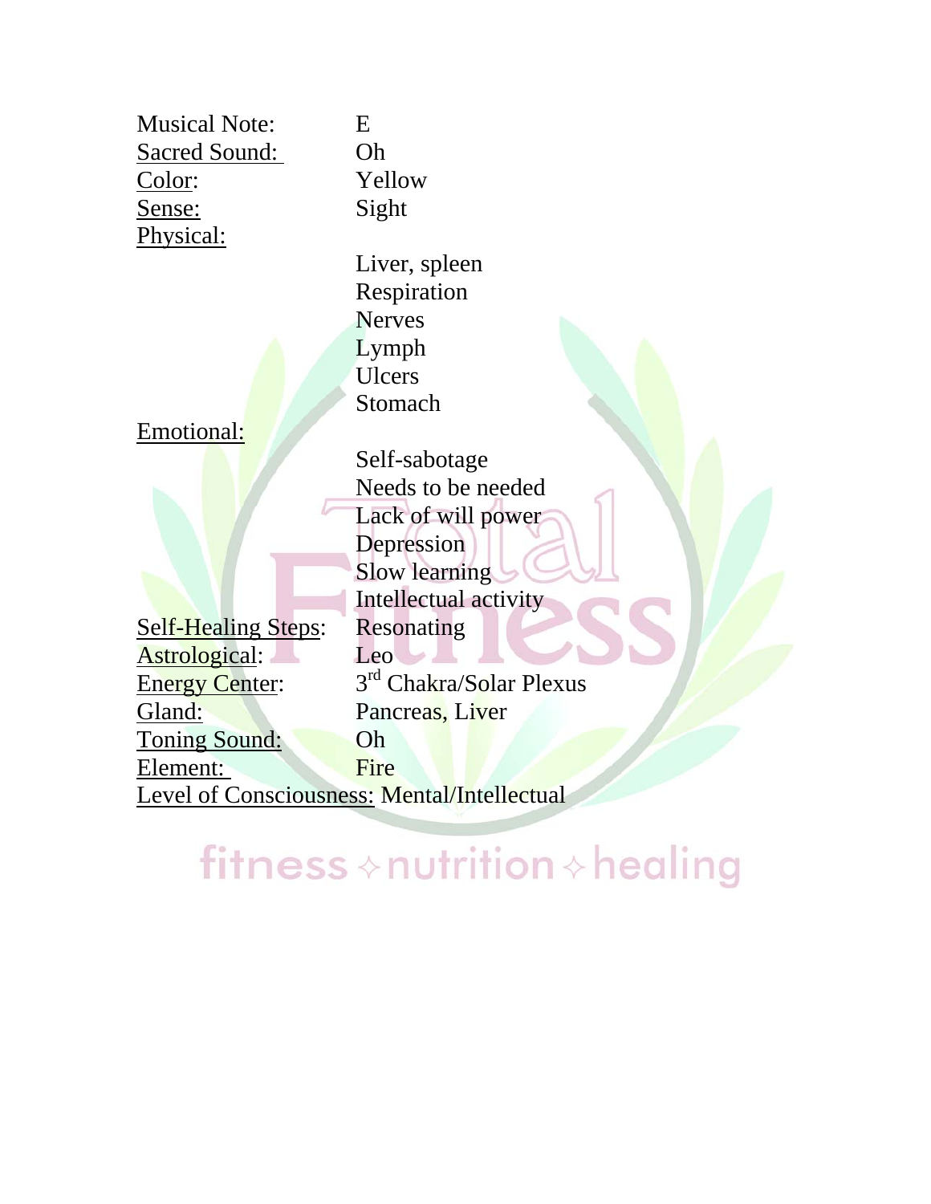| | |
|---|---|
| Musical Note: | E |
| Sacred Sound: | Oh |
| Color: | Yellow |
| Sense: | Sight |
| Physical: | Liver, spleen<br>Respiration<br>Nerves<br>Lymph<br>Ulcers<br>Stomach |
| Emotional: | Self-sabotage<br>Needs to be needed<br>Lack of will power<br>Depression<br>Slow learning<br>Intellectual activity |
| Self-Healing Steps: | Resonating |
| Astrological: | Leo |
| Energy Center: | 3rd Chakra/Solar Plexus |
| Gland: | Pancreas, Liver |
| Toning Sound: | Oh |
| Element: | Fire |
| Level of Consciousness: | Mental/Intellectual |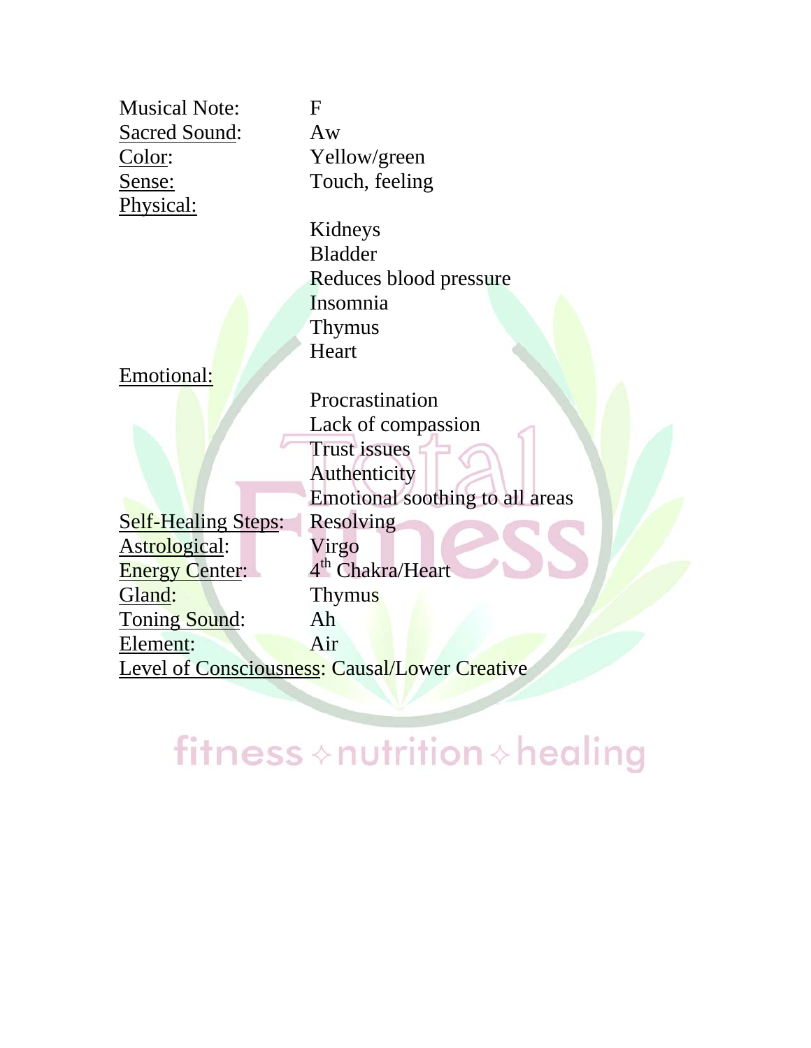Musical Note: F
Sacred Sound: Aw
Color: Yellow/green
Sense: Touch, feeling
Physical:

- Kidneys
- Bladder
- Reduces blood pressure
- Insomnia
- Thymus
- Heart

Emotional:

- Procrastination
- Lack of compassion
- Trust issues
- Authenticity
- Emotional soothing to all areas

Self-Healing Steps: Resolving
Astrological: Virgo
Energy Center: 4th Chakra/Heart
Gland: Thymus
Toning Sound: Ah
Element: Air
Level of Consciousness: Causal/Lower Creative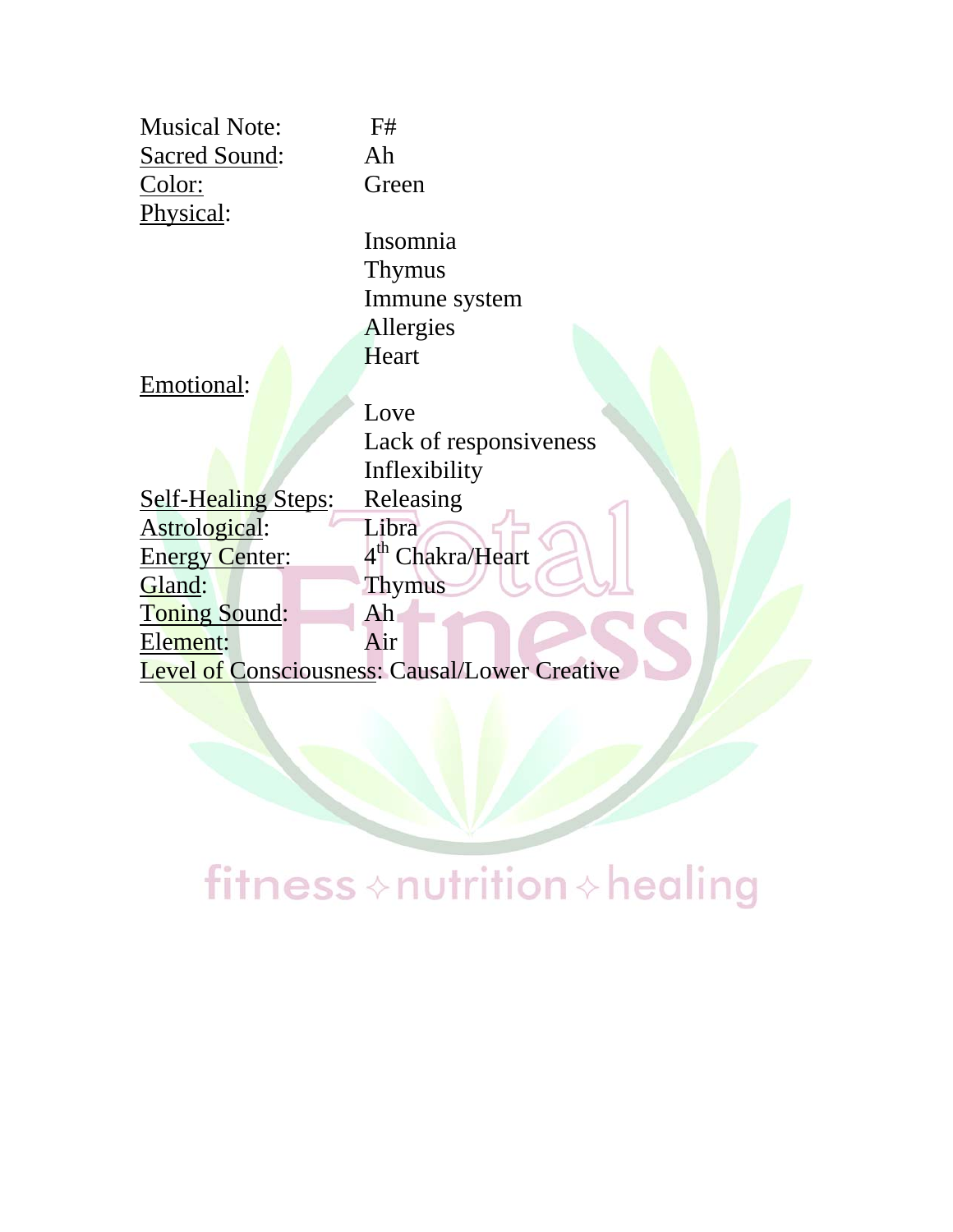Musical Note: F#
Sacred Sound: Ah
Color: Green
Physical:

- Insomnia
- Thymus
- Immune system
- Allergies
- Heart

Emotional:

- Love
- Lack of responsiveness
- Inflexibility

Self-Healing Steps: Releasing
Astrological: Libra
Energy Center: 4th Chakra/Heart
Gland: Thymus
Toning Sound: Ah
Element: Air
Level of Consciousness: Causal/Lower Creative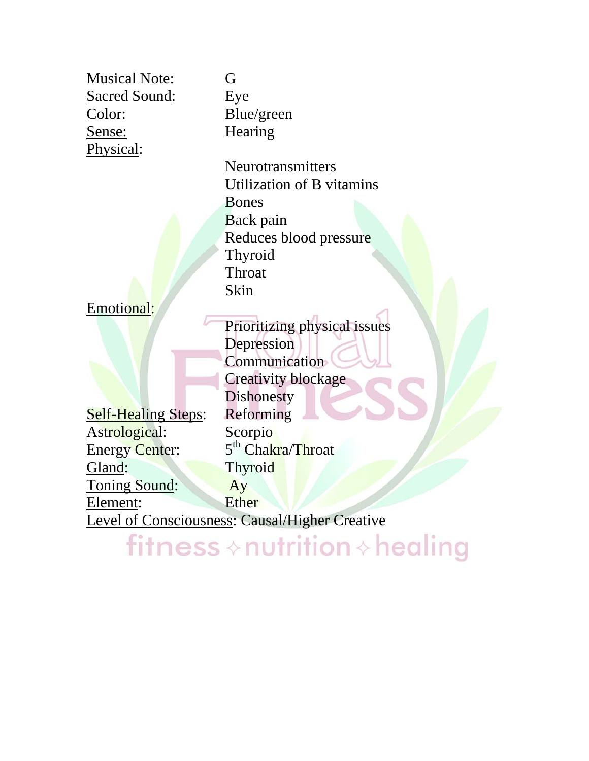Musical Note: G

<u>Sacred Sound</u>: Eye

<u>Color:</u> Blue/green

<u>Sense:</u> Hearing

<u>Physical</u>:

- Neurotransmitters
- Utilization of B vitamins
- Bones
- Back pain
- Reduces blood pressure
- Thyroid
- Throat
- Skin

<u>Emotional</u>:

- Prioritizing physical issues
- Depression
- Communication
- Creativity blockage
- Dishonesty

<u>Self-Healing Steps</u>: Reforming

<u>Astrological</u>: Scorpio

<u>Energy Center</u>: 5th Chakra/Throat

<u>Gland</u>: Thyroid

<u>Toning Sound</u>: Ay

<u>Element</u>: Ether

<u>Level of Consciousness</u>: Causal/Higher Creative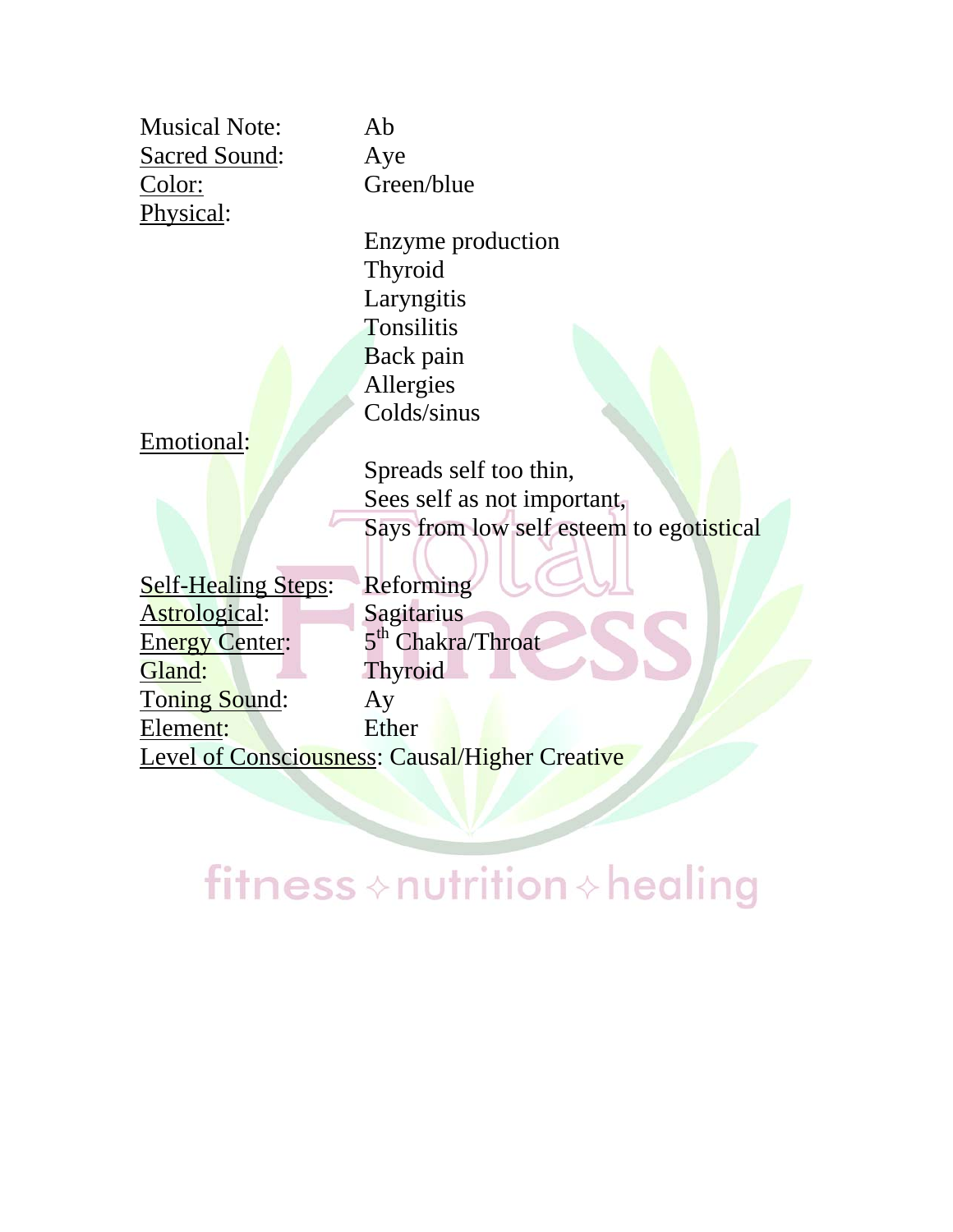Musical Note: Ab
Sacred Sound: Aye
Color: Green/blue
Physical:

- Enzyme production
- Thyroid
- Laryngitis
- Tonsilitis
- Back pain
- Allergies
- Colds/sinus

Emotional:

- Spreads self too thin,
- Sees self as not important,
- Says from low self esteem to egotistical

Self-Healing Steps: Reforming
Astrological: Sagitarius
Energy Center: 5th Chakra/Throat
Gland: Thyroid
Toning Sound: Ay
Element: Ether
Level of Consciousness: Causal/Higher Creative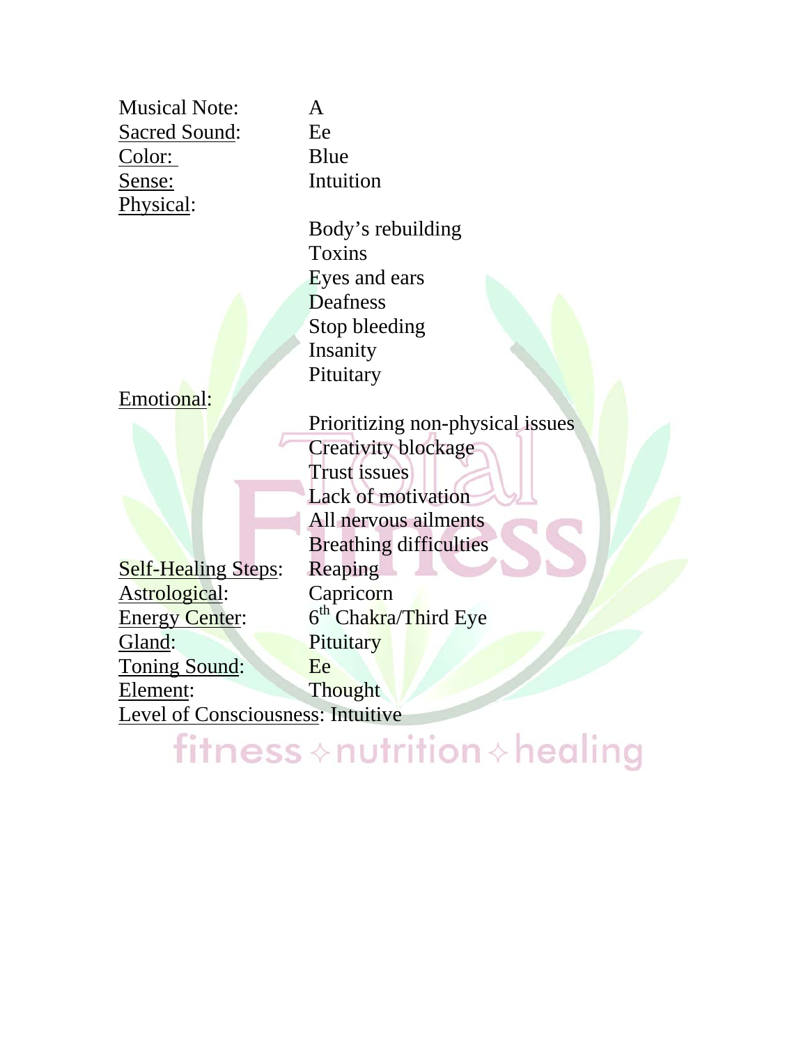Musical Note: A

Sacred Sound: Ee

Color: Blue

Sense: Intuition

Physical:

- Body's rebuilding
- Toxins
- Eyes and ears
- Deafness
- Stop bleeding
- Insanity
- Pituitary

Emotional:

- Prioritizing non-physical issues
- Creativity blockage
- Trust issues
- Lack of motivation
- All nervous ailments
- Breathing difficulties

Self-Healing Steps: Reaping

Astrological: Capricorn

Energy Center: 6th Chakra/Third Eye

Gland: Pituitary

Toning Sound: Ee

Element: Thought

Level of Consciousness: Intuitive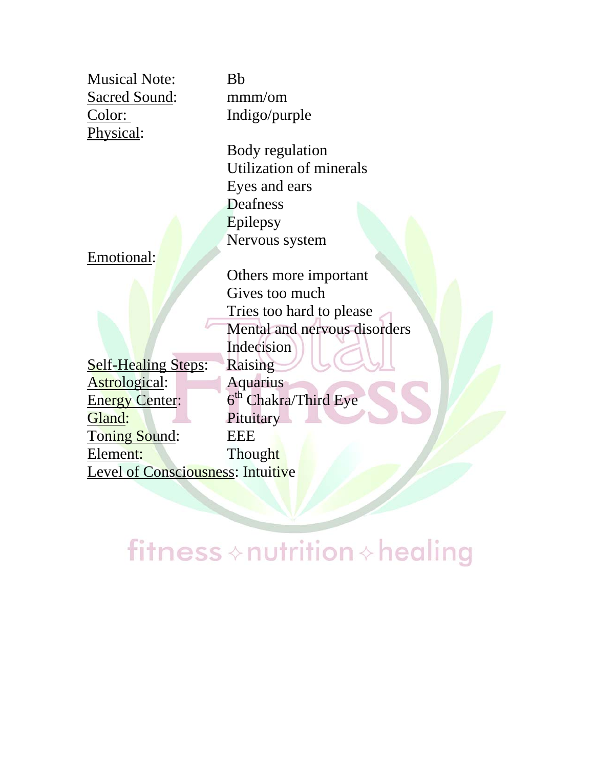| | |
|---|---|
| Musical Note: | Bb |
| Sacred Sound: | mmm/om |
| Color: | Indigo/purple |
| Physical: | Body regulation<br>Utilization of minerals<br>Eyes and ears<br>Deafness<br>Epilepsy<br>Nervous system |
| Emotional: | Others more important<br>Gives too much<br>Tries too hard to please<br>Mental and nervous disorders<br>Indecision |
| Self-Healing Steps: | Raising |
| Astrological: | Aquarius |
| Energy Center: | 6th Chakra/Third Eye |
| Gland: | Pituitary |
| Toning Sound: | EEE |
| Element: | Thought |
| Level of Consciousness: | Intuitive |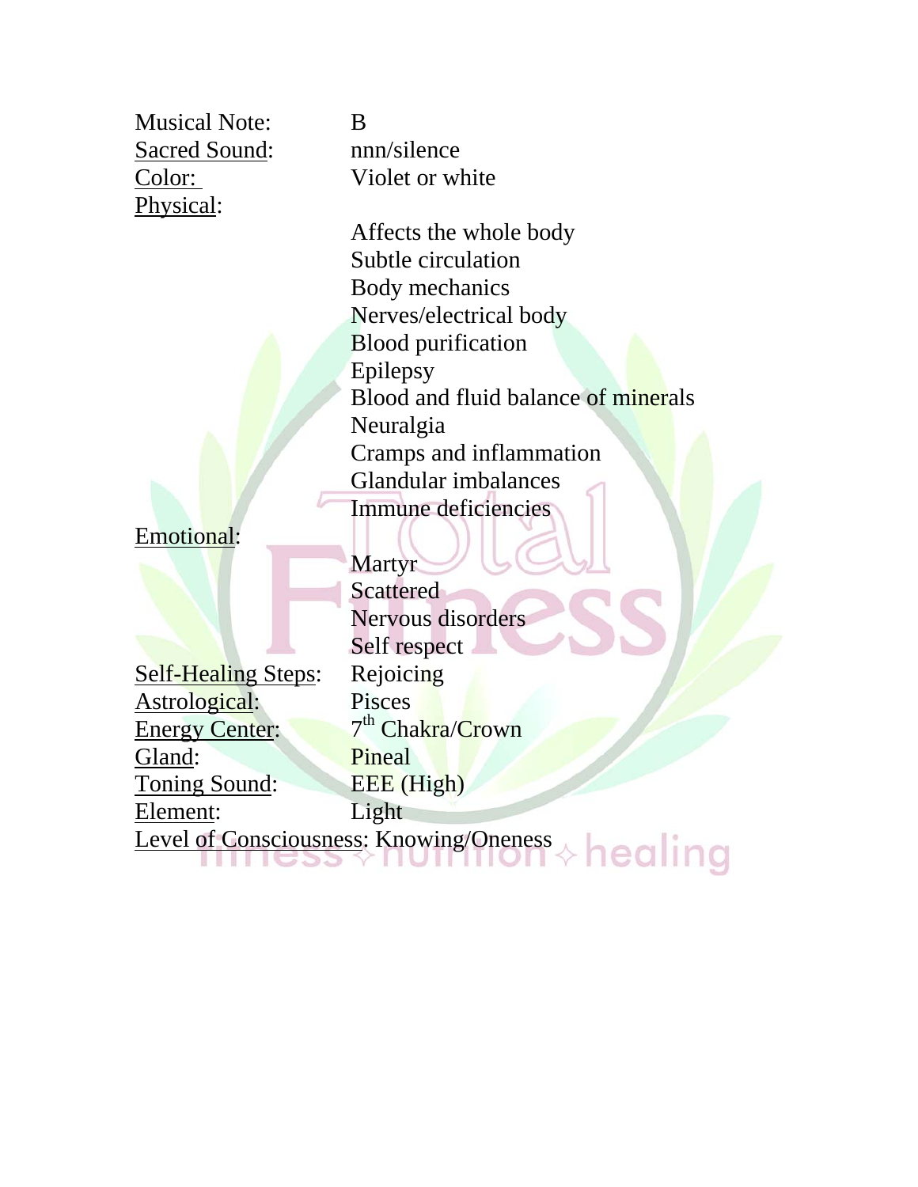Musical Note: B

Sacred Sound: nnn/silence

Color: Violet or white

Physical:

- Affects the whole body
- Subtle circulation
- Body mechanics
- Nerves/electrical body
- Blood purification
- Epilepsy
- Blood and fluid balance of minerals
- Neuralgia
- Cramps and inflammation
- Glandular imbalances
- Immune deficiencies

Emotional:

- Martyr
- Scattered
- Nervous disorders
- Self respect

Self-Healing Steps: Rejoicing

Astrological: Pisces

Energy Center: 7th Chakra/Crown

Gland: Pineal

Toning Sound: EEE (High)

Element: Light

Level of Consciousness: Knowing/Oneness